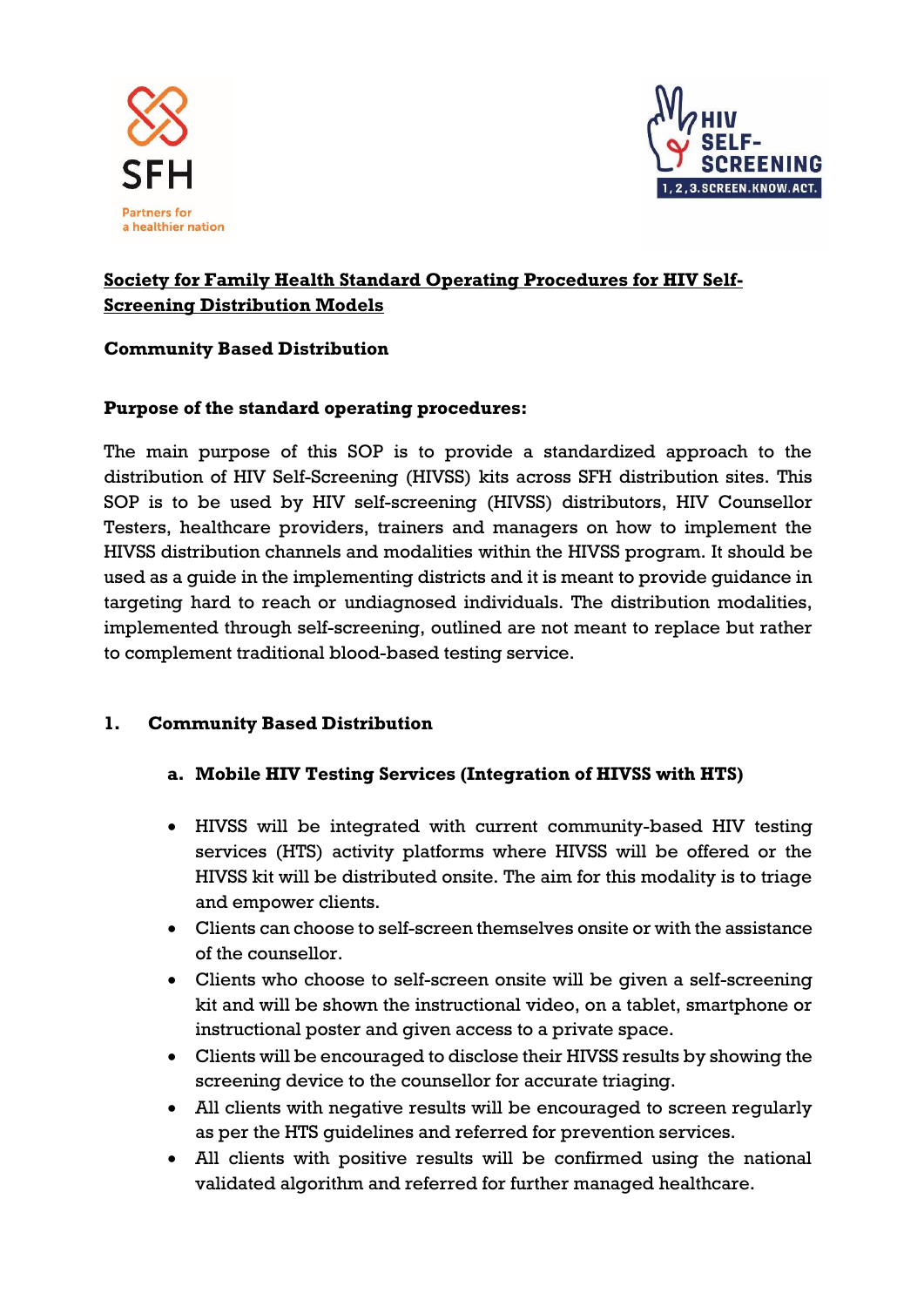# Society for Family Health Standard Operating Procedures for HIV Self-Screening Distribution Models

**Community Based Distribution**

**Purpose of the standard operating procedures:**

The main purpose of this SOP is to provide a standardized approach to the distribution of HIV Self-Screening (HIVSS) kits across SFH distribution sites. This SOP is to be used by HIV self-screening (HIVSS) distributors, HIV Counsellor Testers, healthcare providers, trainers and managers on how to implement the HIVSS distribution channels and modalities within the HIVSS program. It should be used as a guide in the implementing districts and it is meant to provide guidance in targeting hard to reach or undiagnosed individuals. The distribution modalities, implemented through self-screening, outlined are not meant to replace but rather to complement traditional blood-based testing service.

## 1. Community Based Distribution

### a. Mobile HIV Testing Services (Integration of HIVSS with HTS)

- HIVSS will be integrated with current community-based HIV testing services (HTS) activity platforms where HIVSS will be offered or the HIVSS kit will be distributed onsite. The aim for this modality is to triage and empower clients.
- Clients can choose to self-screen themselves onsite or with the assistance of the counsellor.
- Clients who choose to self-screen onsite will be given a self-screening kit and will be shown the instructional video, on a tablet, smartphone or instructional poster and given access to a private space.
- Clients will be encouraged to disclose their HIVSS results by showing the screening device to the counsellor for accurate triaging.
- All clients with negative results will be encouraged to screen regularly as per the HTS guidelines and referred for prevention services.
- All clients with positive results will be confirmed using the national validated algorithm and referred for further managed healthcare.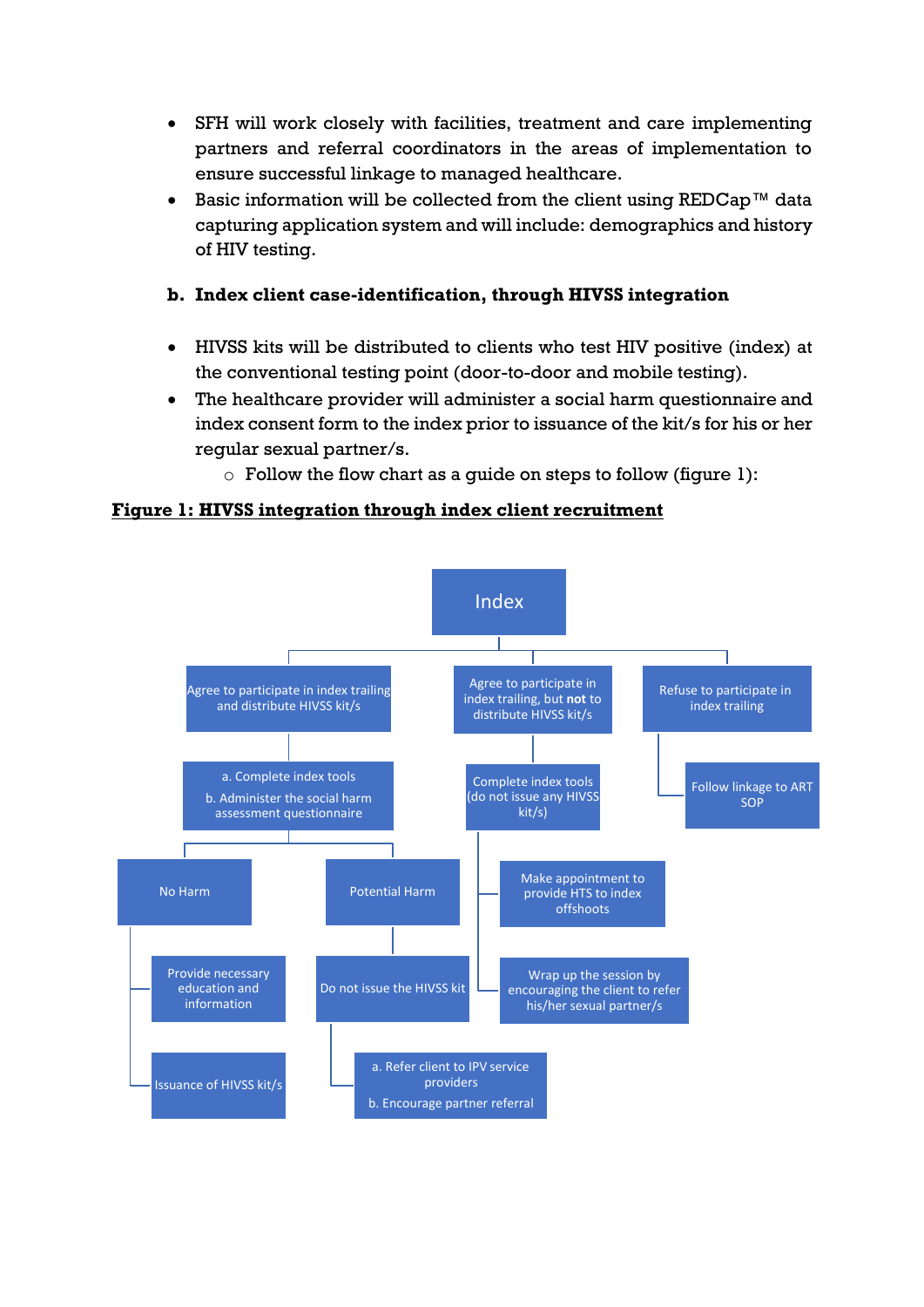- SFH will work closely with facilities, treatment and care implementing partners and referral coordinators in the areas of implementation to ensure successful linkage to managed healthcare.
- Basic information will be collected from the client using REDCap™ data capturing application system and will include: demographics and history of HIV testing.

**b. Index client case-identification, through HIVSS integration**

- HIVSS kits will be distributed to clients who test HIV positive (index) at the conventional testing point (door-to-door and mobile testing).
- The healthcare provider will administer a social harm questionnaire and index consent form to the index prior to issuance of the kit/s for his or her regular sexual partner/s.
  - Follow the flow chart as a guide on steps to follow (figure 1):

**<u>Figure 1: HIVSS integration through index client recruitment</u>**

- Index
  - Agree to participate in index trailing and distribute HIVSS kit/s
    - a. Complete index tools
      b. Administer the social harm assessment questionnaire
      - No Harm
        - Provide necessary education and information
        - Issuance of HIVSS kit/s
      - Potential Harm
        - Do not issue the HIVSS kit
          - a. Refer client to IPV service providers
            b. Encourage partner referral
  - Agree to participate in index trailing, but **not** to distribute HIVSS kit/s
    - Complete index tools (do not issue any HIVSS kit/s)
      - Make appointment to provide HTS to index offshoots
      - Wrap up the session by encouraging the client to refer his/her sexual partner/s
  - Refuse to participate in index trailing
    - Follow linkage to ART SOP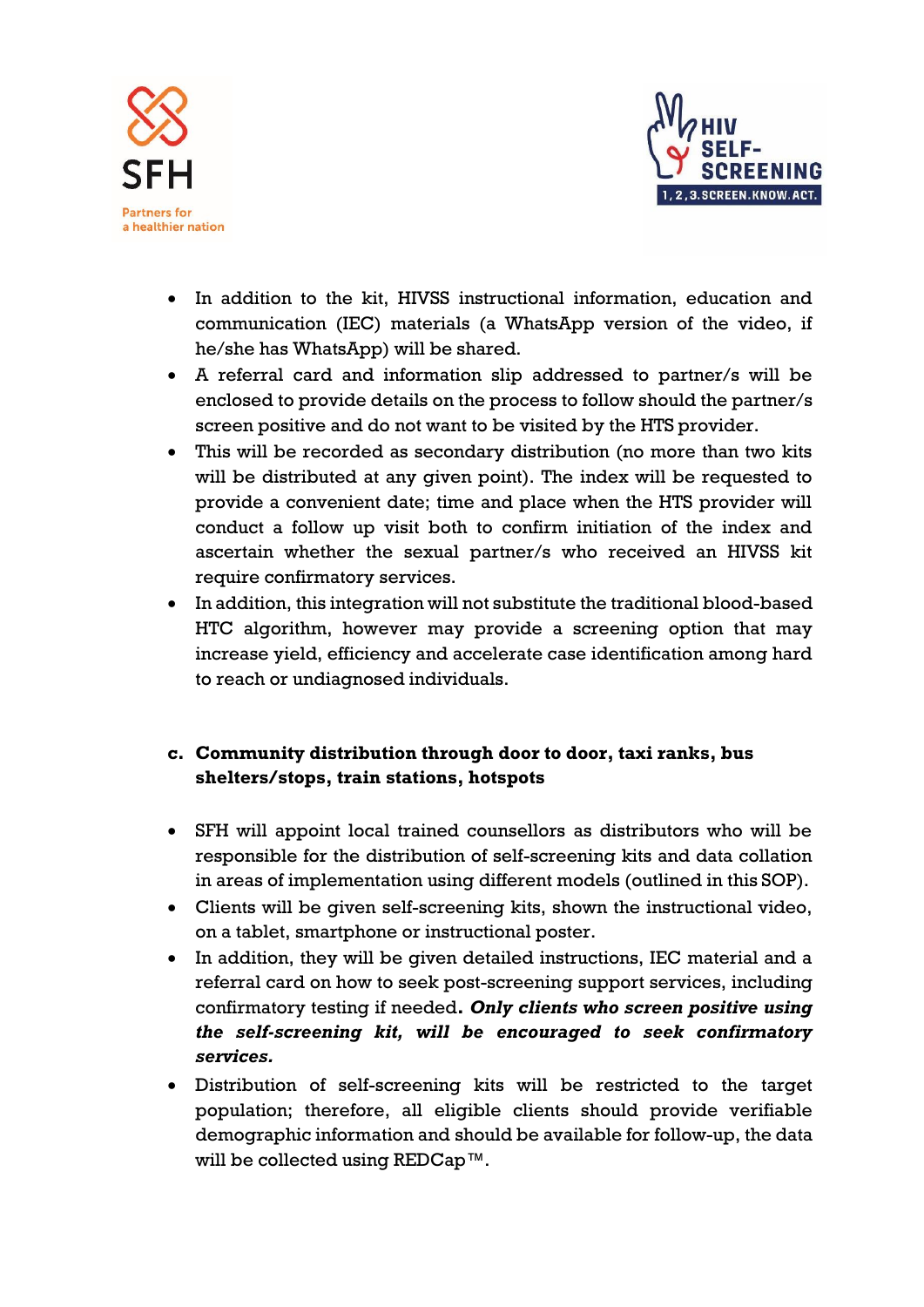- In addition to the kit, HIVSS instructional information, education and communication (IEC) materials (a WhatsApp version of the video, if he/she has WhatsApp) will be shared.
- A referral card and information slip addressed to partner/s will be enclosed to provide details on the process to follow should the partner/s screen positive and do not want to be visited by the HTS provider.
- This will be recorded as secondary distribution (no more than two kits will be distributed at any given point). The index will be requested to provide a convenient date; time and place when the HTS provider will conduct a follow up visit both to confirm initiation of the index and ascertain whether the sexual partner/s who received an HIVSS kit require confirmatory services.
- In addition, this integration will not substitute the traditional blood-based HTC algorithm, however may provide a screening option that may increase yield, efficiency and accelerate case identification among hard to reach or undiagnosed individuals.

**c. Community distribution through door to door, taxi ranks, bus shelters/stops, train stations, hotspots**

- SFH will appoint local trained counsellors as distributors who will be responsible for the distribution of self-screening kits and data collation in areas of implementation using different models (outlined in this SOP).
- Clients will be given self-screening kits, shown the instructional video, on a tablet, smartphone or instructional poster.
- In addition, they will be given detailed instructions, IEC material and a referral card on how to seek post-screening support services, including confirmatory testing if needed. ***Only clients who screen positive using the self-screening kit, will be encouraged to seek confirmatory services.***
- Distribution of self-screening kits will be restricted to the target population; therefore, all eligible clients should provide verifiable demographic information and should be available for follow-up, the data will be collected using REDCap™.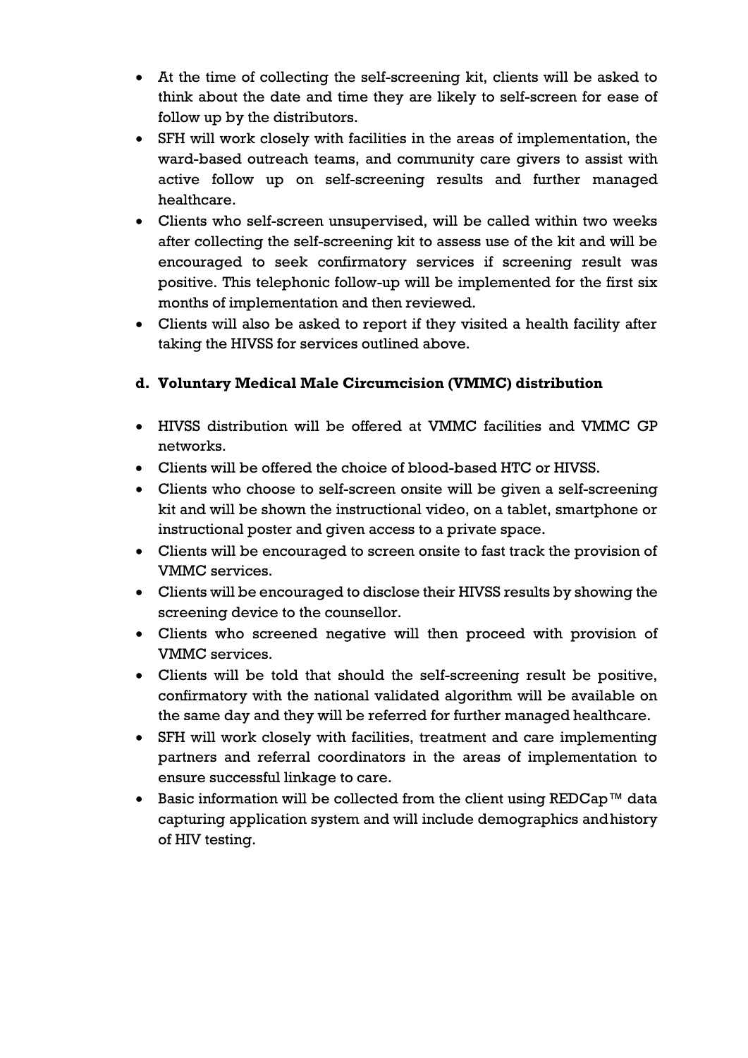- At the time of collecting the self-screening kit, clients will be asked to think about the date and time they are likely to self-screen for ease of follow up by the distributors.
- SFH will work closely with facilities in the areas of implementation, the ward-based outreach teams, and community care givers to assist with active follow up on self-screening results and further managed healthcare.
- Clients who self-screen unsupervised, will be called within two weeks after collecting the self-screening kit to assess use of the kit and will be encouraged to seek confirmatory services if screening result was positive. This telephonic follow-up will be implemented for the first six months of implementation and then reviewed.
- Clients will also be asked to report if they visited a health facility after taking the HIVSS for services outlined above.

**d. Voluntary Medical Male Circumcision (VMMC) distribution**

- HIVSS distribution will be offered at VMMC facilities and VMMC GP networks.
- Clients will be offered the choice of blood-based HTC or HIVSS.
- Clients who choose to self-screen onsite will be given a self-screening kit and will be shown the instructional video, on a tablet, smartphone or instructional poster and given access to a private space.
- Clients will be encouraged to screen onsite to fast track the provision of VMMC services.
- Clients will be encouraged to disclose their HIVSS results by showing the screening device to the counsellor.
- Clients who screened negative will then proceed with provision of VMMC services.
- Clients will be told that should the self-screening result be positive, confirmatory with the national validated algorithm will be available on the same day and they will be referred for further managed healthcare.
- SFH will work closely with facilities, treatment and care implementing partners and referral coordinators in the areas of implementation to ensure successful linkage to care.
- Basic information will be collected from the client using REDCap™ data capturing application system and will include demographics andhistory of HIV testing.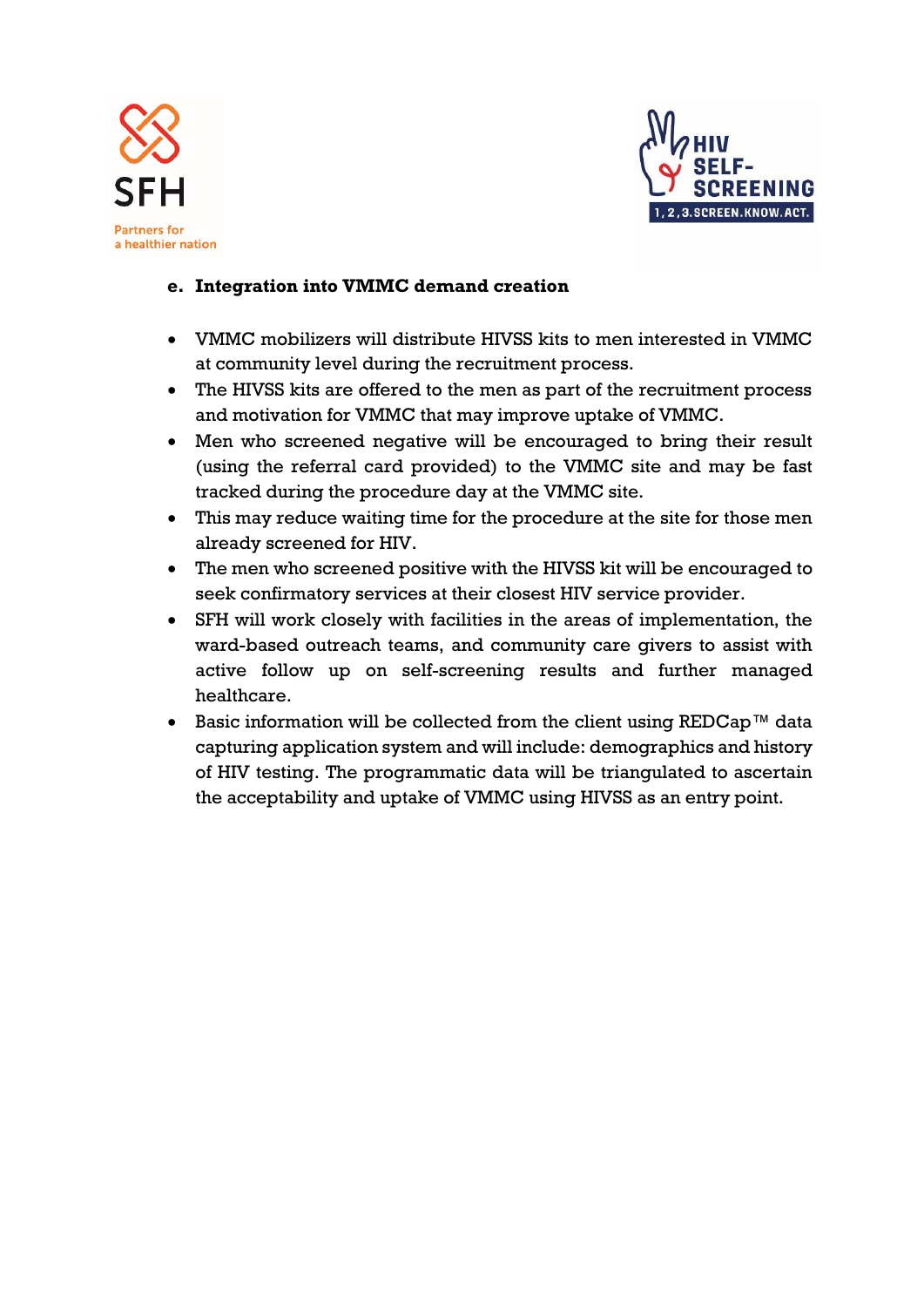**e. Integration into VMMC demand creation**

- VMMC mobilizers will distribute HIVSS kits to men interested in VMMC at community level during the recruitment process.
- The HIVSS kits are offered to the men as part of the recruitment process and motivation for VMMC that may improve uptake of VMMC.
- Men who screened negative will be encouraged to bring their result (using the referral card provided) to the VMMC site and may be fast tracked during the procedure day at the VMMC site.
- This may reduce waiting time for the procedure at the site for those men already screened for HIV.
- The men who screened positive with the HIVSS kit will be encouraged to seek confirmatory services at their closest HIV service provider.
- SFH will work closely with facilities in the areas of implementation, the ward-based outreach teams, and community care givers to assist with active follow up on self-screening results and further managed healthcare.
- Basic information will be collected from the client using REDCap™ data capturing application system and will include: demographics and history of HIV testing. The programmatic data will be triangulated to ascertain the acceptability and uptake of VMMC using HIVSS as an entry point.